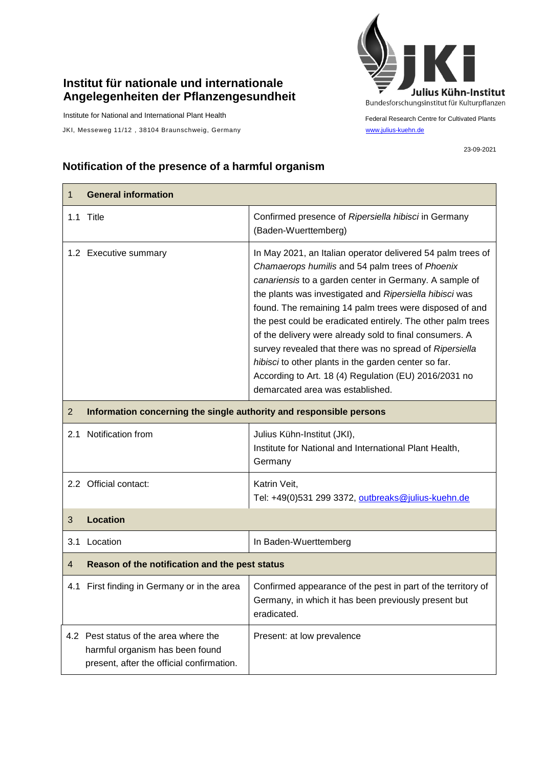**Institut für nationale und internationale Angelegenheiten der Pflanzengesundheit**

Institute for National and International Plant Health

JKI, Messeweg 11/12 , 38104 Braunschweig, Germany

Julius Kühn-Institut
Bundesforschungsinstitut für Kulturpflanzen

Federal Research Centre for Cultivated Plants

www.julius-kuehn.de

23-09-2021

## Notification of the presence of a harmful organism

| **1 General information** | |
|---|---|
| 1.1 Title | Confirmed presence of *Ripersiella hibisci* in Germany (Baden-Wuerttemberg) |
| 1.2 Executive summary | In May 2021, an Italian operator delivered 54 palm trees of *Chamaerops humilis* and 54 palm trees of *Phoenix canariensis* to a garden center in Germany. A sample of the plants was investigated and *Ripersiella hibisci* was found. The remaining 14 palm trees were disposed of and the pest could be eradicated entirely. The other palm trees of the delivery were already sold to final consumers. A survey revealed that there was no spread of *Ripersiella hibisci* to other plants in the garden center so far. According to Art. 18 (4) Regulation (EU) 2016/2031 no demarcated area was established. |
| **2 Information concerning the single authority and responsible persons** | |
| 2.1 Notification from | Julius Kühn-Institut (JKI), Institute for National and International Plant Health, Germany |
| 2.2 Official contact: | Katrin Veit, Tel: +49(0)531 299 3372, outbreaks@julius-kuehn.de |
| **3 Location** | |
| 3.1 Location | In Baden-Wuerttemberg |
| **4 Reason of the notification and the pest status** | |
| 4.1 First finding in Germany or in the area | Confirmed appearance of the pest in part of the territory of Germany, in which it has been previously present but eradicated. |
| 4.2 Pest status of the area where the harmful organism has been found present, after the official confirmation. | Present: at low prevalence |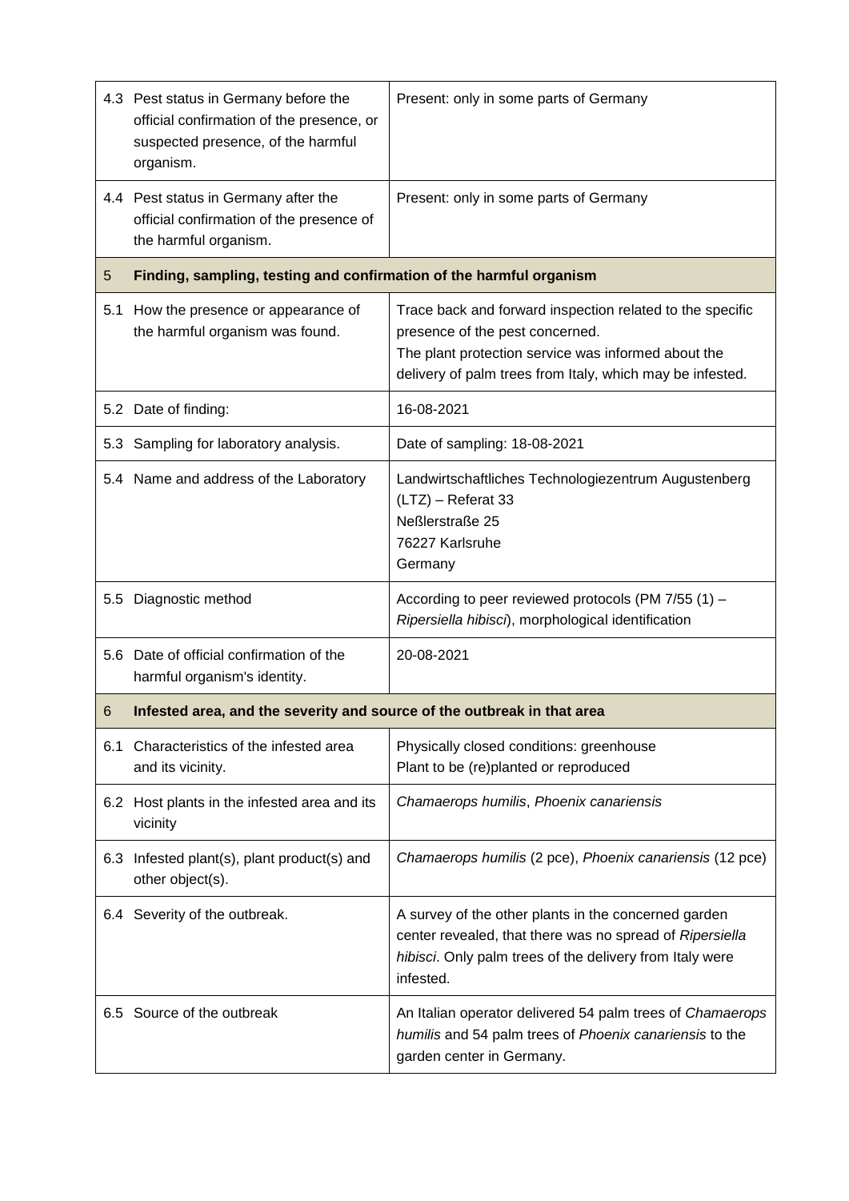| | | |
|---|---|---|
| 4.3 | Pest status in Germany before the official confirmation of the presence, or suspected presence, of the harmful organism. | Present: only in some parts of Germany |
| 4.4 | Pest status in Germany after the official confirmation of the presence of the harmful organism. | Present: only in some parts of Germany |
| **5** | **Finding, sampling, testing and confirmation of the harmful organism** | |
| 5.1 | How the presence or appearance of the harmful organism was found. | Trace back and forward inspection related to the specific presence of the pest concerned.<br>The plant protection service was informed about the delivery of palm trees from Italy, which may be infested. |
| 5.2 | Date of finding: | 16-08-2021 |
| 5.3 | Sampling for laboratory analysis. | Date of sampling: 18-08-2021 |
| 5.4 | Name and address of the Laboratory | Landwirtschaftliches Technologiezentrum Augustenberg (LTZ) – Referat 33<br>Neßlerstraße 25<br>76227 Karlsruhe<br>Germany |
| 5.5 | Diagnostic method | According to peer reviewed protocols (PM 7/55 (1) – *Ripersiella hibisci*), morphological identification |
| 5.6 | Date of official confirmation of the harmful organism's identity. | 20-08-2021 |
| **6** | **Infested area, and the severity and source of the outbreak in that area** | |
| 6.1 | Characteristics of the infested area and its vicinity. | Physically closed conditions: greenhouse<br>Plant to be (re)planted or reproduced |
| 6.2 | Host plants in the infested area and its vicinity | *Chamaerops humilis*, *Phoenix canariensis* |
| 6.3 | Infested plant(s), plant product(s) and other object(s). | *Chamaerops humilis* (2 pce), *Phoenix canariensis* (12 pce) |
| 6.4 | Severity of the outbreak. | A survey of the other plants in the concerned garden center revealed, that there was no spread of *Ripersiella hibisci*. Only palm trees of the delivery from Italy were infested. |
| 6.5 | Source of the outbreak | An Italian operator delivered 54 palm trees of *Chamaerops humilis* and 54 palm trees of *Phoenix canariensis* to the garden center in Germany. |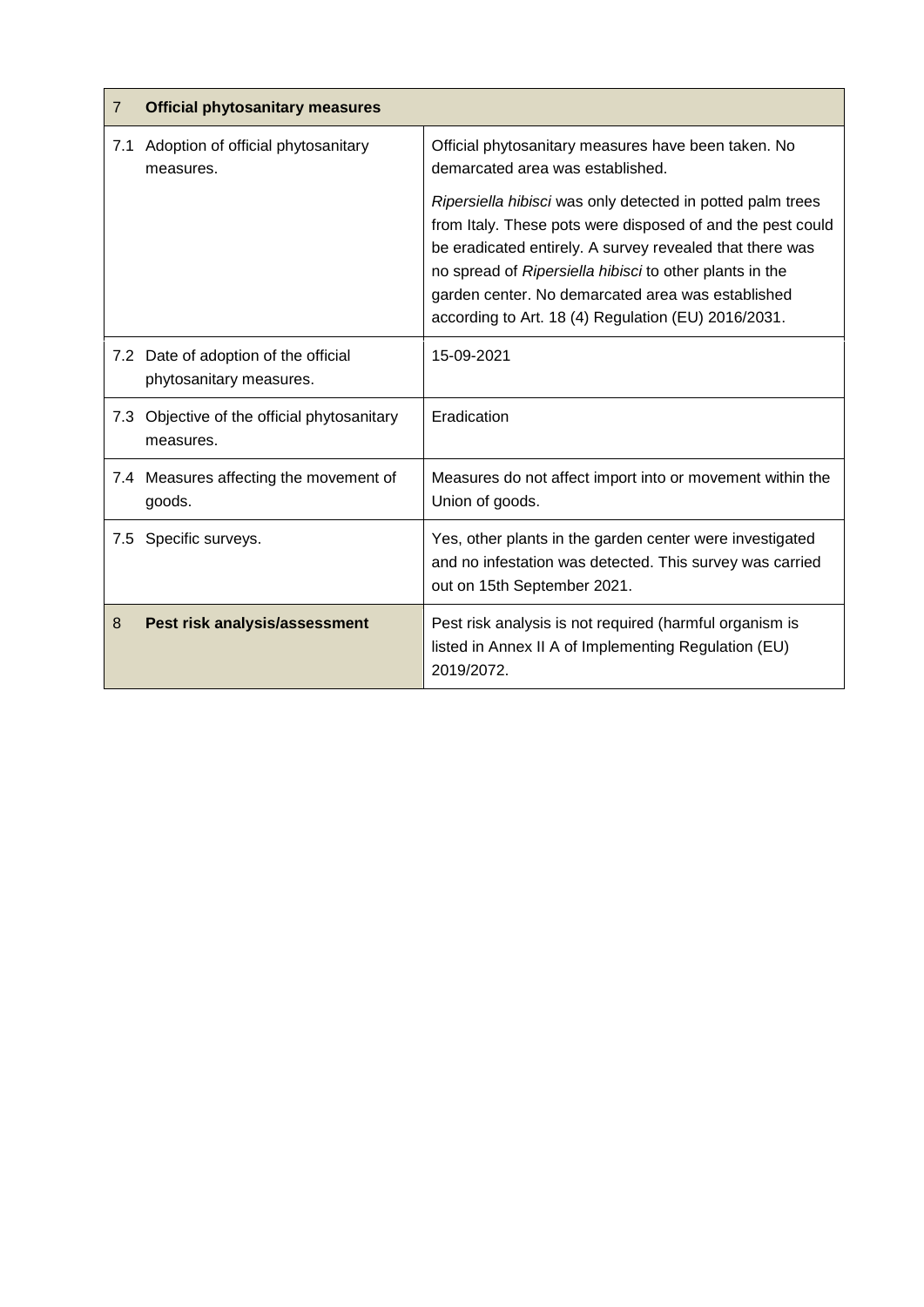| 7 | Official phytosanitary measures | |
|---|---|---|
| 7.1 | Adoption of official phytosanitary measures. | Official phytosanitary measures have been taken. No demarcated area was established.<br><br>*Ripersiella hibisci* was only detected in potted palm trees from Italy. These pots were disposed of and the pest could be eradicated entirely. A survey revealed that there was no spread of *Ripersiella hibisci* to other plants in the garden center. No demarcated area was established according to Art. 18 (4) Regulation (EU) 2016/2031. |
| 7.2 | Date of adoption of the official phytosanitary measures. | 15-09-2021 |
| 7.3 | Objective of the official phytosanitary measures. | Eradication |
| 7.4 | Measures affecting the movement of goods. | Measures do not affect import into or movement within the Union of goods. |
| 7.5 | Specific surveys. | Yes, other plants in the garden center were investigated and no infestation was detected. This survey was carried out on 15th September 2021. |
| 8 | **Pest risk analysis/assessment** | Pest risk analysis is not required (harmful organism is listed in Annex II A of Implementing Regulation (EU) 2019/2072. |